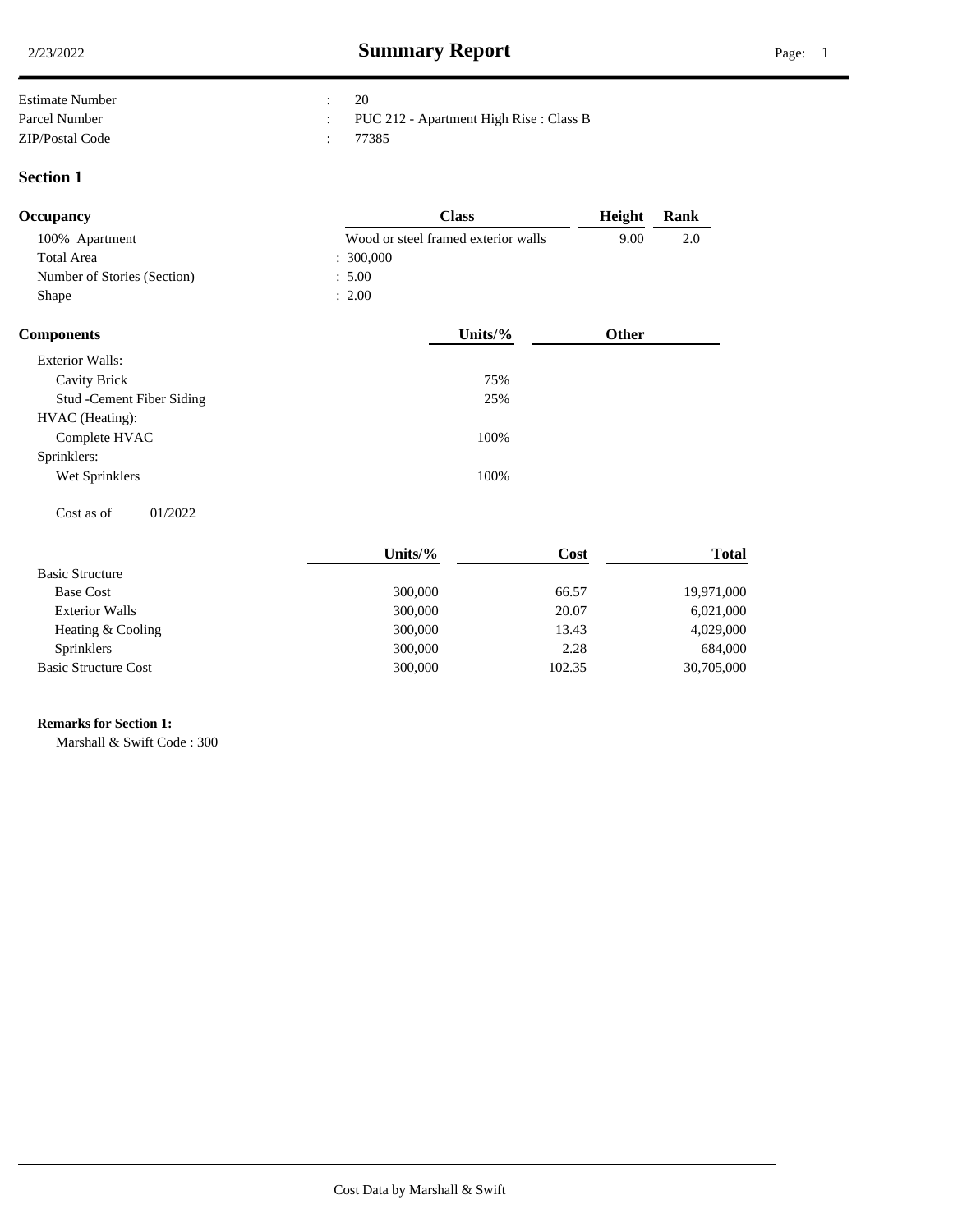# Summary Report

2/23/2022

| | | |
|---|---|---|
| Estimate Number | : | 20 |
| Parcel Number | : | PUC 212 - Apartment High Rise : Class B |
| ZIP/Postal Code | : | 77385 |

## Section 1

| Occupancy | Class | Height | Rank |
|---|---|---|---|
| 100% Apartment | Wood or steel framed exterior walls | 9.00 | 2.0 |
| Total Area | : 300,000 | | |
| Number of Stories (Section) | : 5.00 | | |
| Shape | : 2.00 | | |

| Components | Units/% | Other |
|---|---|---|
| Exterior Walls: | | |
| Cavity Brick | 75% | |
| Stud -Cement Fiber Siding | 25% | |
| HVAC (Heating): | | |
| Complete HVAC | 100% | |
| Sprinklers: | | |
| Wet Sprinklers | 100% | |

Cost as of 01/2022

| | Units/% | Cost | Total |
|---|---|---|---|
| Basic Structure | | | |
| Base Cost | 300,000 | 66.57 | 19,971,000 |
| Exterior Walls | 300,000 | 20.07 | 6,021,000 |
| Heating & Cooling | 300,000 | 13.43 | 4,029,000 |
| Sprinklers | 300,000 | 2.28 | 684,000 |
| Basic Structure Cost | 300,000 | 102.35 | 30,705,000 |

**Remarks for Section 1:**

Marshall & Swift Code : 300

Cost Data by Marshall & Swift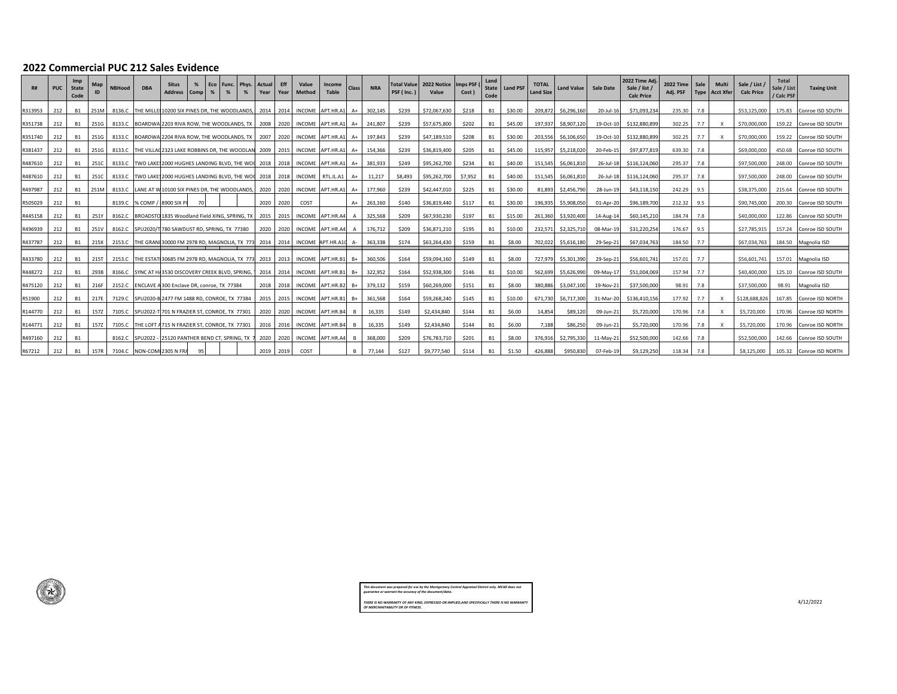## 2022 Commercial PUC 212 Sales Evidence

| R# | PUC | Imp State Code | Map ID | NBHood | DBA | Situs Address | % Comp | Eco % | Func. % | Phys. % | Actual Year | Eff Year | Value Method | Income Table | Class | NRA | Total Value PSF ( Inc. ) | 2022 Notice Value | Imps PSF ( Cost ) | Land State Code | Land PSF | TOTAL Land Size | Land Value | Sale Date | 2022 Time Adj. Sale / list / Calc Price | 2022 Time Adj. PSF | Sale Type | Multi Acct Xfer | Sale / List / Calc Price | Total Sale / List / Calc PSF | Taxing Unit |
|---|---|---|---|---|---|---|---|---|---|---|---|---|---|---|---|---|---|---|---|---|---|---|---|---|---|---|---|---|---|---|---|
| R313953 | 212 | B1 | 251M | 8136.C | THE MILLE | 10200 SIX PINES DR, THE WOODLANDS, | | | | | 2014 | 2014 | INCOME | APT.HR.A1 | A+ | 302,145 | $239 | $72,067,630 | $218 | B1 | $30.00 | 209,872 | $6,296,160 | 20-Jul-16 | $71,093,234 | 235.30 | 7.8 | | $53,125,000 | 175.83 | Conroe ISD SOUTH |
| R351738 | 212 | B1 | 251G | 8133.C | BOARDWA | 2203 RIVA ROW, THE WOODLANDS, TX | | | | | 2008 | 2020 | INCOME | APT.HR.A1 | A+ | 241,807 | $239 | $57,675,800 | $202 | B1 | $45.00 | 197,937 | $8,907,120 | 19-Oct-10 | $132,880,899 | 302.25 | 7.7 | X | $70,000,000 | 159.22 | Conroe ISD SOUTH |
| R351740 | 212 | B1 | 251G | 8133.C | BOARDWA | 2204 RIVA ROW, THE WOODLANDS, TX | | | | | 2007 | 2020 | INCOME | APT.HR.A1 | A+ | 197,843 | $239 | $47,189,510 | $208 | B1 | $30.00 | 203,556 | $6,106,650 | 19-Oct-10 | $132,880,899 | 302.25 | 7.7 | X | $70,000,000 | 159.22 | Conroe ISD SOUTH |
| R381437 | 212 | B1 | 251G | 8133.C | THE VILLAG | 2323 LAKE ROBBINS DR, THE WOODLAN | | | | | 2009 | 2015 | INCOME | APT.HR.A1 | A+ | 154,366 | $239 | $36,819,400 | $205 | B1 | $45.00 | 115,957 | $5,218,020 | 20-Feb-15 | $97,877,819 | 639.30 | 7.8 | | $69,000,000 | 450.68 | Conroe ISD SOUTH |
| R487610 | 212 | B1 | 251C | 8133.C | TWO LAKES | 2000 HUGHES LANDING BLVD, THE WOO | | | | | 2018 | 2018 | INCOME | APT.HR.A1 | A+ | 381,933 | $249 | $95,262,700 | $234 | B1 | $40.00 | 151,545 | $6,061,810 | 26-Jul-18 | $116,124,060 | 295.37 | 7.8 | | $97,500,000 | 248.00 | Conroe ISD SOUTH |
| R487610 | 212 | B1 | 251C | 8133.C | TWO LAKES | 2000 HUGHES LANDING BLVD, THE WOO | | | | | 2018 | 2018 | INCOME | RTL.IL.A1 | A+ | 11,217 | $8,493 | $95,262,700 | $7,952 | B1 | $40.00 | 151,545 | $6,061,810 | 26-Jul-18 | $116,124,060 | 295.37 | 7.8 | | $97,500,000 | 248.00 | Conroe ISD SOUTH |
| R497987 | 212 | B1 | 251M | 8133.C | LANE AT W | 10100 SIX PINES DR, THE WOODLANDS, | | | | | 2020 | 2020 | INCOME | APT.HR.A1 | A+ | 177,960 | $239 | $42,447,010 | $225 | B1 | $30.00 | 81,893 | $2,456,790 | 28-Jun-19 | $43,118,150 | 242.29 | 9.5 | | $38,375,000 | 215.64 | Conroe ISD SOUTH |
| R505029 | 212 | B1 | | 8139.C | % COMP / | 8900 SIX PI | 70 | | | | 2020 | 2020 | COST | | A+ | 263,160 | $140 | $36,819,440 | $117 | B1 | $30.00 | 196,935 | $5,908,050 | 01-Apr-20 | $96,189,700 | 212.32 | 9.5 | | $90,745,000 | 200.30 | Conroe ISD SOUTH |
| R445158 | 212 | B1 | 251Y | 8162.C | BROADSTO | 1835 Woodland Field XING, SPRING, TX | | | | | 2015 | 2015 | INCOME | APT.HR.A4 | A | 325,568 | $209 | $67,930,230 | $197 | B1 | $15.00 | 261,360 | $3,920,400 | 14-Aug-14 | $60,145,210 | 184.74 | 7.8 | | $40,000,000 | 122.86 | Conroe ISD SOUTH |
| R496939 | 212 | B1 | 251V | 8162.C | SPU2020/T | 780 SAWDUST RD, SPRING, TX 77380 | | | | | 2020 | 2020 | INCOME | APT.HR.A4 | A | 176,712 | $209 | $36,871,210 | $195 | B1 | $10.00 | 232,571 | $2,325,710 | 08-Mar-19 | $31,220,254 | 176.67 | 9.5 | | $27,785,915 | 157.24 | Conroe ISD SOUTH |
| R437787 | 212 | B1 | 215X | 2153.C | THE GRAN | 30000 FM 2978 RD, MAGNOLIA, TX 773 | | | | | 2014 | 2014 | INCOME | APT.HR.A10 | A- | 363,338 | $174 | $63,264,430 | $159 | B1 | $8.00 | 702,022 | $5,616,180 | 29-Sep-21 | $67,034,763 | 184.50 | 7.7 | | $67,034,763 | 184.50 | Magnolia ISD |
| R433780 | 212 | B1 | 215T | 2153.C | THE ESTAT | 30685 FM 2978 RD, MAGNOLIA, TX 773 | | | | | 2013 | 2013 | INCOME | APT.HR.B1 | B+ | 360,506 | $164 | $59,094,160 | $149 | B1 | $8.00 | 727,979 | $5,301,390 | 29-Sep-21 | $56,601,741 | 157.01 | 7.7 | | $56,601,741 | 157.01 | Magnolia ISD |
| R448272 | 212 | B1 | 293B | 8166.C | SYNC AT H | 3530 DISCOVERY CREEK BLVD, SPRING, | | | | | 2014 | 2014 | INCOME | APT.HR.B1 | B+ | 322,952 | $164 | $52,938,300 | $146 | B1 | $10.00 | 562,699 | $5,626,990 | 09-May-17 | $51,004,069 | 157.94 | 7.7 | | $40,400,000 | 125.10 | Conroe ISD SOUTH |
| R475120 | 212 | B1 | 216F | 2152.C | ENCLAVE A | 300 Enclave DR, conroe, TX 77384 | | | | | 2018 | 2018 | INCOME | APT.HR.B2 | B+ | 379,132 | $159 | $60,269,000 | $151 | B1 | $8.00 | 380,886 | $3,047,100 | 19-Nov-21 | $37,500,000 | 98.91 | 7.8 | | $37,500,000 | 98.91 | Magnolia ISD |
| R51900 | 212 | B1 | 217E | 7129.C | SPU2020-B | 2477 FM 1488 RD, CONROE, TX 77384 | | | | | 2015 | 2015 | INCOME | APT.HR.B1 | B+ | 361,568 | $164 | $59,268,240 | $145 | B1 | $10.00 | 671,730 | $6,717,300 | 31-Mar-20 | $136,410,156 | 177.92 | 7.7 | X | $128,688,826 | 167.85 | Conroe ISD NORTH |
| R144770 | 212 | B1 | 157Z | 7105.C | SPU2022-T | 701 N FRAZIER ST, CONROE, TX 77301 | | | | | 2020 | 2020 | INCOME | APT.HR.B4 | B | 16,335 | $149 | $2,434,840 | $144 | B1 | $6.00 | 14,854 | $89,120 | 09-Jun-21 | $5,720,000 | 170.96 | 7.8 | X | $5,720,000 | 170.96 | Conroe ISD NORTH |
| R144771 | 212 | B1 | 157Z | 7105.C | THE LOFT A | 715 N FRAZIER ST, CONROE, TX 77301 | | | | | 2016 | 2016 | INCOME | APT.HR.B4 | B | 16,335 | $149 | $2,434,840 | $144 | B1 | $6.00 | 7,188 | $86,250 | 09-Jun-21 | $5,720,000 | 170.96 | 7.8 | X | $5,720,000 | 170.96 | Conroe ISD NORTH |
| R497160 | 212 | B1 | | 8162.C | SPU2022 - | 25120 PANTHER BEND CT, SPRING, TX 7 | | | | | 2020 | 2020 | INCOME | APT.HR.A4 | B | 368,000 | $209 | $76,783,710 | $201 | B1 | $8.00 | 376,916 | $2,795,330 | 11-May-21 | $52,500,000 | 142.66 | 7.8 | | $52,500,000 | 142.66 | Conroe ISD SOUTH |
| R67212 | 212 | B1 | 157R | 7104.C | NON-COMI | 2305 N FRA | 95 | | | | 2019 | 2019 | COST | | B | 77,144 | $127 | $9,777,540 | $114 | B1 | $1.50 | 426,888 | $950,830 | 07-Feb-19 | $9,129,250 | 118.34 | 7.8 | | $8,125,000 | 105.32 | Conroe ISD NORTH |

*This document was prepared for use by the Montgomery Central Appraisal District only. MCAD does not guarantee or warrant the accuracy of the document/data.*

*THERE IS NO WARRANTY OF ANY KIND, EXPRESSED OR IMPLIED,AND SPECIFICALLY THERE IS NO WARRANTY OF MERCHANTABILITY OR OF FITNESS.*

4/12/2022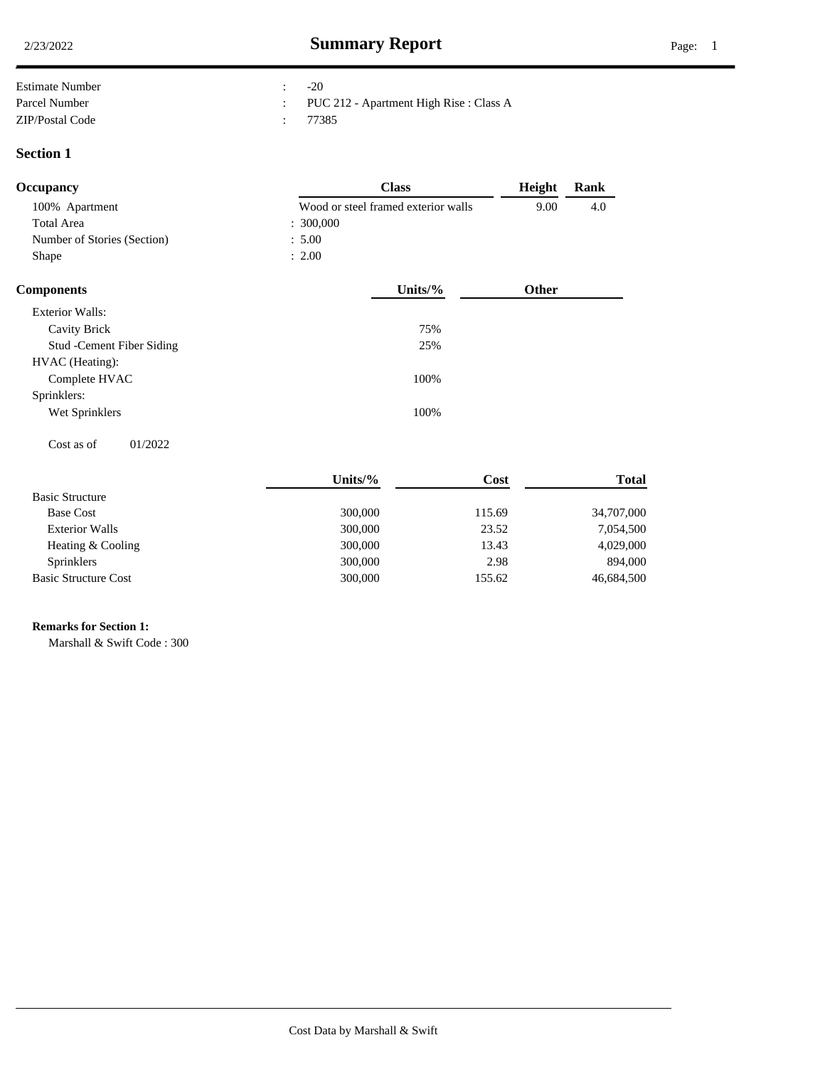# Summary Report

| | | |
|---|---|---|
| Estimate Number | : | -20 |
| Parcel Number | : | PUC 212 - Apartment High Rise : Class A |
| ZIP/Postal Code | : | 77385 |

## Section 1

| Occupancy | Class | Height | Rank |
|---|---|---|---|
| 100% Apartment | Wood or steel framed exterior walls | 9.00 | 4.0 |
| Total Area | : 300,000 | | |
| Number of Stories (Section) | : 5.00 | | |
| Shape | : 2.00 | | |

| Components | Units/% | Other |
|---|---|---|
| Exterior Walls: | | |
| Cavity Brick | 75% | |
| Stud -Cement Fiber Siding | 25% | |
| HVAC (Heating): | | |
| Complete HVAC | 100% | |
| Sprinklers: | | |
| Wet Sprinklers | 100% | |

Cost as of 01/2022

| | Units/% | Cost | Total |
|---|---|---|---|
| Basic Structure | | | |
| Base Cost | 300,000 | 115.69 | 34,707,000 |
| Exterior Walls | 300,000 | 23.52 | 7,054,500 |
| Heating & Cooling | 300,000 | 13.43 | 4,029,000 |
| Sprinklers | 300,000 | 2.98 | 894,000 |
| Basic Structure Cost | 300,000 | 155.62 | 46,684,500 |

**Remarks for Section 1:**

Marshall & Swift Code : 300

Cost Data by Marshall & Swift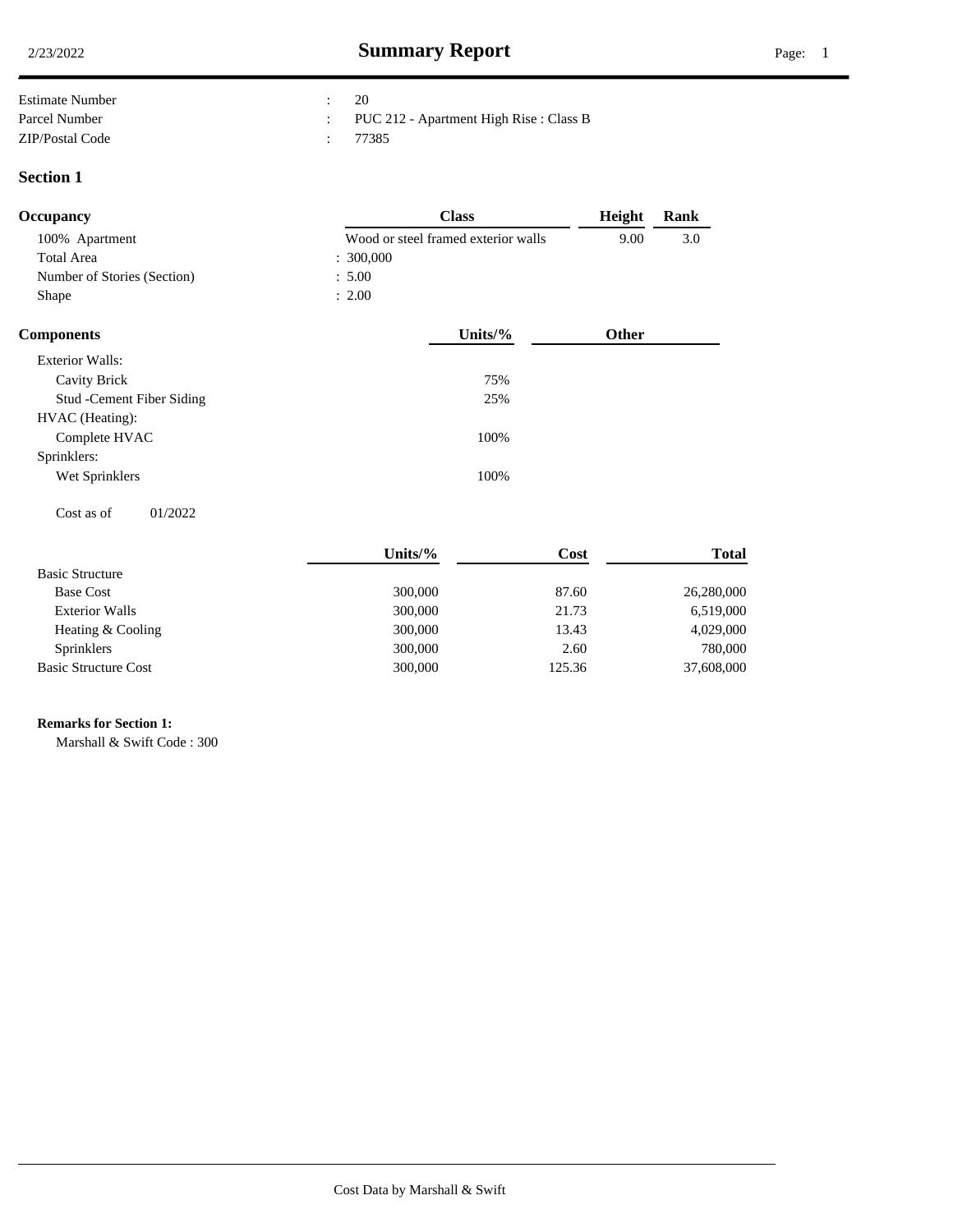# Summary Report

2/23/2022

| | | |
|---|---|---|
| Estimate Number | : | 20 |
| Parcel Number | : | PUC 212 - Apartment High Rise : Class B |
| ZIP/Postal Code | : | 77385 |

## Section 1

| Occupancy | Class | Height | Rank |
|---|---|---|---|
| 100% Apartment | Wood or steel framed exterior walls | 9.00 | 3.0 |
| Total Area | : 300,000 | | |
| Number of Stories (Section) | : 5.00 | | |
| Shape | : 2.00 | | |

| Components | Units/% | Other |
|---|---|---|
| Exterior Walls: | | |
| Cavity Brick | 75% | |
| Stud -Cement Fiber Siding | 25% | |
| HVAC (Heating): | | |
| Complete HVAC | 100% | |
| Sprinklers: | | |
| Wet Sprinklers | 100% | |

Cost as of 01/2022

| | Units/% | Cost | Total |
|---|---|---|---|
| Basic Structure | | | |
| Base Cost | 300,000 | 87.60 | 26,280,000 |
| Exterior Walls | 300,000 | 21.73 | 6,519,000 |
| Heating & Cooling | 300,000 | 13.43 | 4,029,000 |
| Sprinklers | 300,000 | 2.60 | 780,000 |
| Basic Structure Cost | 300,000 | 125.36 | 37,608,000 |

**Remarks for Section 1:**

Marshall & Swift Code : 300

Cost Data by Marshall & Swift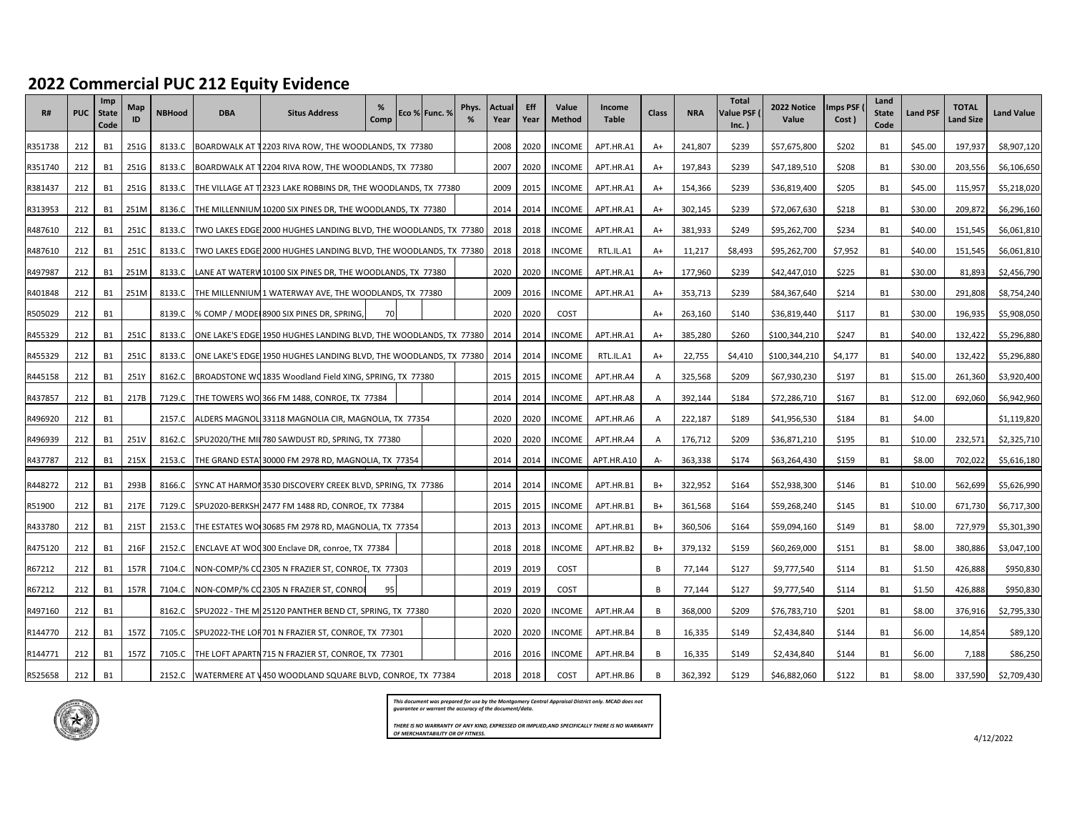# 2022 Commercial PUC 212 Equity Evidence

| R# | PUC | Imp State Code | Map ID | NBHood | DBA | Situs Address | % Comp | Eco % | Func. % | Phys. % | Actual Year | Eff Year | Value Method | Income Table | Class | NRA | Total Value PSF ( Inc. ) | 2022 Notice Value | Imps PSF ( Cost ) | Land State Code | Land PSF | TOTAL Land Size | Land Value |
|---|---|---|---|---|---|---|---|---|---|---|---|---|---|---|---|---|---|---|---|---|---|---|---|
| R351738 | 212 | B1 | 251G | 8133.C | BOARDWALK AT T | 2203 RIVA ROW, THE WOODLANDS, TX 77380 | | | | | 2008 | 2020 | INCOME | APT.HR.A1 | A+ | 241,807 | $239 | $57,675,800 | $202 | B1 | $45.00 | 197,937 | $8,907,120 |
| R351740 | 212 | B1 | 251G | 8133.C | BOARDWALK AT T | 2204 RIVA ROW, THE WOODLANDS, TX 77380 | | | | | 2007 | 2020 | INCOME | APT.HR.A1 | A+ | 197,843 | $239 | $47,189,510 | $208 | B1 | $30.00 | 203,556 | $6,106,650 |
| R381437 | 212 | B1 | 251G | 8133.C | THE VILLAGE AT T | 2323 LAKE ROBBINS DR, THE WOODLANDS, TX 77380 | | | | | 2009 | 2015 | INCOME | APT.HR.A1 | A+ | 154,366 | $239 | $36,819,400 | $205 | B1 | $45.00 | 115,957 | $5,218,020 |
| R313953 | 212 | B1 | 251M | 8136.C | THE MILLENNIUM | 10200 SIX PINES DR, THE WOODLANDS, TX 77380 | | | | | 2014 | 2014 | INCOME | APT.HR.A1 | A+ | 302,145 | $239 | $72,067,630 | $218 | B1 | $30.00 | 209,872 | $6,296,160 |
| R487610 | 212 | B1 | 251C | 8133.C | TWO LAKES EDGE | 2000 HUGHES LANDING BLVD, THE WOODLANDS, TX 77380 | | | | | 2018 | 2018 | INCOME | APT.HR.A1 | A+ | 381,933 | $249 | $95,262,700 | $234 | B1 | $40.00 | 151,545 | $6,061,810 |
| R487610 | 212 | B1 | 251C | 8133.C | TWO LAKES EDGE | 2000 HUGHES LANDING BLVD, THE WOODLANDS, TX 77380 | | | | | 2018 | 2018 | INCOME | RTL.IL.A1 | A+ | 11,217 | $8,493 | $95,262,700 | $7,952 | B1 | $40.00 | 151,545 | $6,061,810 |
| R497987 | 212 | B1 | 251M | 8133.C | LANE AT WATERW | 10100 SIX PINES DR, THE WOODLANDS, TX 77380 | | | | | 2020 | 2020 | INCOME | APT.HR.A1 | A+ | 177,960 | $239 | $42,447,010 | $225 | B1 | $30.00 | 81,893 | $2,456,790 |
| R401848 | 212 | B1 | 251M | 8133.C | THE MILLENNIUM | 1 WATERWAY AVE, THE WOODLANDS, TX 77380 | | | | | 2009 | 2016 | INCOME | APT.HR.A1 | A+ | 353,713 | $239 | $84,367,640 | $214 | B1 | $30.00 | 291,808 | $8,754,240 |
| R505029 | 212 | B1 | | 8139.C | % COMP / MODEL | 8900 SIX PINES DR, SPRING, | 70 | | | | 2020 | 2020 | COST | | A+ | 263,160 | $140 | $36,819,440 | $117 | B1 | $30.00 | 196,935 | $5,908,050 |
| R455329 | 212 | B1 | 251C | 8133.C | ONE LAKE'S EDGE | 1950 HUGHES LANDING BLVD, THE WOODLANDS, TX 77380 | | | | | 2014 | 2014 | INCOME | APT.HR.A1 | A+ | 385,280 | $260 | $100,344,210 | $247 | B1 | $40.00 | 132,422 | $5,296,880 |
| R455329 | 212 | B1 | 251C | 8133.C | ONE LAKE'S EDGE | 1950 HUGHES LANDING BLVD, THE WOODLANDS, TX 77380 | | | | | 2014 | 2014 | INCOME | RTL.IL.A1 | A+ | 22,755 | $4,410 | $100,344,210 | $4,177 | B1 | $40.00 | 132,422 | $5,296,880 |
| R445158 | 212 | B1 | 251Y | 8162.C | BROADSTONE WO | 1835 Woodland Field XING, SPRING, TX 77380 | | | | | 2015 | 2015 | INCOME | APT.HR.A4 | A | 325,568 | $209 | $67,930,230 | $197 | B1 | $15.00 | 261,360 | $3,920,400 |
| R437857 | 212 | B1 | 217B | 7129.C | THE TOWERS WO | 366 FM 1488, CONROE, TX 77384 | | | | | 2014 | 2014 | INCOME | APT.HR.A8 | A | 392,144 | $184 | $72,286,710 | $167 | B1 | $12.00 | 692,060 | $6,942,960 |
| R496920 | 212 | B1 | | 2157.C | ALDERS MAGNOL | 33118 MAGNOLIA CIR, MAGNOLIA, TX 77354 | | | | | 2020 | 2020 | INCOME | APT.HR.A6 | A | 222,187 | $189 | $41,956,530 | $184 | B1 | $4.00 | | $1,119,820 |
| R496939 | 212 | B1 | 251V | 8162.C | SPU2020/THE MIL | 780 SAWDUST RD, SPRING, TX 77380 | | | | | 2020 | 2020 | INCOME | APT.HR.A4 | A | 176,712 | $209 | $36,871,210 | $195 | B1 | $10.00 | 232,571 | $2,325,710 |
| R437787 | 212 | B1 | 215X | 2153.C | THE GRAND ESTA | 30000 FM 2978 RD, MAGNOLIA, TX 77354 | | | | | 2014 | 2014 | INCOME | APT.HR.A10 | A- | 363,338 | $174 | $63,264,430 | $159 | B1 | $8.00 | 702,022 | $5,616,180 |
| R448272 | 212 | B1 | 293B | 8166.C | SYNC AT HARMON | 3530 DISCOVERY CREEK BLVD, SPRING, TX 77386 | | | | | 2014 | 2014 | INCOME | APT.HR.B1 | B+ | 322,952 | $164 | $52,938,300 | $146 | B1 | $10.00 | 562,699 | $5,626,990 |
| R51900 | 212 | B1 | 217E | 7129.C | SPU2020-BERKSH | 2477 FM 1488 RD, CONROE, TX 77384 | | | | | 2015 | 2015 | INCOME | APT.HR.B1 | B+ | 361,568 | $164 | $59,268,240 | $145 | B1 | $10.00 | 671,730 | $6,717,300 |
| R433780 | 212 | B1 | 215T | 2153.C | THE ESTATES WO | 30685 FM 2978 RD, MAGNOLIA, TX 77354 | | | | | 2013 | 2013 | INCOME | APT.HR.B1 | B+ | 360,506 | $164 | $59,094,160 | $149 | B1 | $8.00 | 727,979 | $5,301,390 |
| R475120 | 212 | B1 | 216F | 2152.C | ENCLAVE AT WOO | 300 Enclave DR, conroe, TX 77384 | | | | | 2018 | 2018 | INCOME | APT.HR.B2 | B+ | 379,132 | $159 | $60,269,000 | $151 | B1 | $8.00 | 380,886 | $3,047,100 |
| R67212 | 212 | B1 | 157R | 7104.C | NON-COMP/% CO | 2305 N FRAZIER ST, CONROE, TX 77303 | | | | | 2019 | 2019 | COST | | B | 77,144 | $127 | $9,777,540 | $114 | B1 | $1.50 | 426,888 | $950,830 |
| R67212 | 212 | B1 | 157R | 7104.C | NON-COMP/% CO | 2305 N FRAZIER ST, CONROE | 95 | | | | 2019 | 2019 | COST | | B | 77,144 | $127 | $9,777,540 | $114 | B1 | $1.50 | 426,888 | $950,830 |
| R497160 | 212 | B1 | | 8162.C | SPU2022 - THE M | 25120 PANTHER BEND CT, SPRING, TX 77380 | | | | | 2020 | 2020 | INCOME | APT.HR.A4 | B | 368,000 | $209 | $76,783,710 | $201 | B1 | $8.00 | 376,916 | $2,795,330 |
| R144770 | 212 | B1 | 157Z | 7105.C | SPU2022-THE LOF | 701 N FRAZIER ST, CONROE, TX 77301 | | | | | 2020 | 2020 | INCOME | APT.HR.B4 | B | 16,335 | $149 | $2,434,840 | $144 | B1 | $6.00 | 14,854 | $89,120 |
| R144771 | 212 | B1 | 157Z | 7105.C | THE LOFT APARTM | 715 N FRAZIER ST, CONROE, TX 77301 | | | | | 2016 | 2016 | INCOME | APT.HR.B4 | B | 16,335 | $149 | $2,434,840 | $144 | B1 | $6.00 | 7,188 | $86,250 |
| R525658 | 212 | B1 | | 2152.C | WATERMERE AT W | 450 WOODLAND SQUARE BLVD, CONROE, TX 77384 | | | | | 2018 | 2018 | COST | APT.HR.B6 | B | 362,392 | $129 | $46,882,060 | $122 | B1 | $8.00 | 337,590 | $2,709,430 |

*This document was prepared for use by the Montgomery Central Appraisal District only. MCAD does not guarantee or warrant the accuracy of the document/data.*

*THERE IS NO WARRANTY OF ANY KIND, EXPRESSED OR IMPLIED,AND SPECIFICALLY THERE IS NO WARRANTY OF MERCHANTABILITY OR OF FITNESS.*

4/12/2022